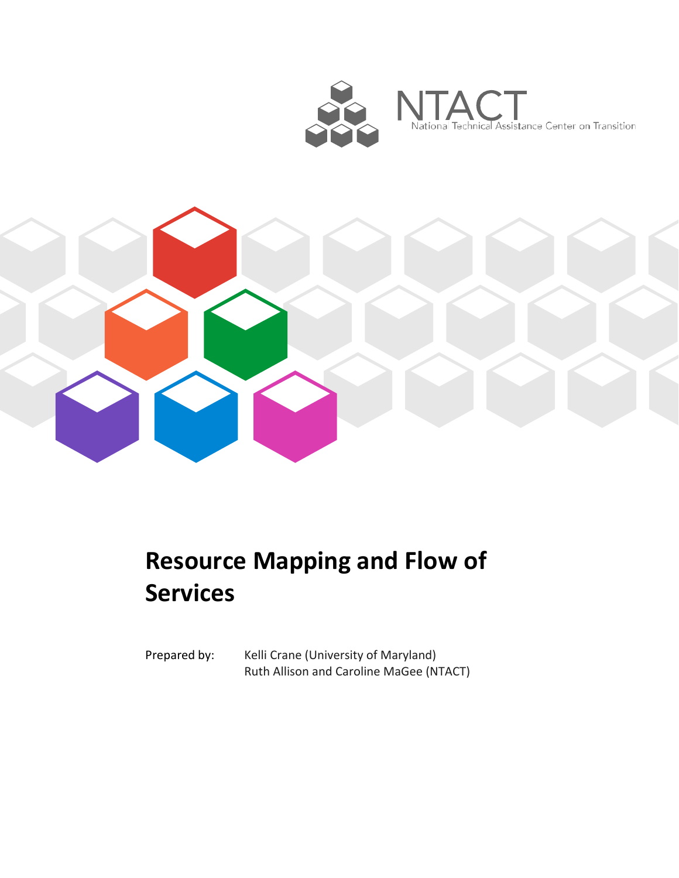NTACT

National Technical Assistance Center on Transition

# Resource Mapping and Flow of Services

Prepared by: Kelli Crane (University of Maryland)
Ruth Allison and Caroline MaGee (NTACT)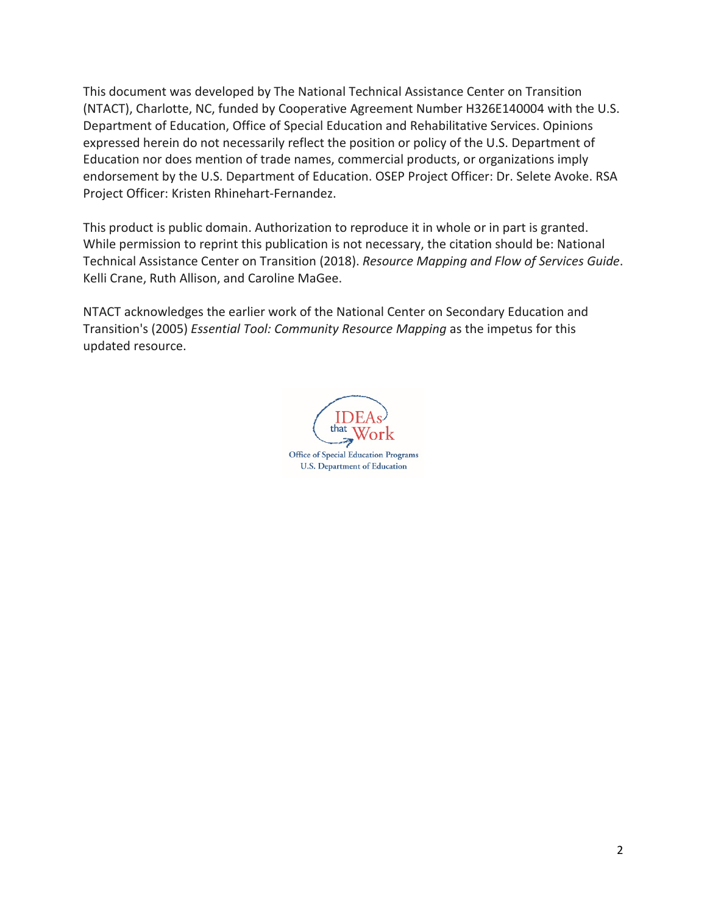This document was developed by The National Technical Assistance Center on Transition (NTACT), Charlotte, NC, funded by Cooperative Agreement Number H326E140004 with the U.S. Department of Education, Office of Special Education and Rehabilitative Services. Opinions expressed herein do not necessarily reflect the position or policy of the U.S. Department of Education nor does mention of trade names, commercial products, or organizations imply endorsement by the U.S. Department of Education. OSEP Project Officer: Dr. Selete Avoke. RSA Project Officer: Kristen Rhinehart-Fernandez.

This product is public domain. Authorization to reproduce it in whole or in part is granted. While permission to reprint this publication is not necessary, the citation should be: National Technical Assistance Center on Transition (2018). *Resource Mapping and Flow of Services Guide*. Kelli Crane, Ruth Allison, and Caroline MaGee.

NTACT acknowledges the earlier work of the National Center on Secondary Education and Transition's (2005) *Essential Tool: Community Resource Mapping* as the impetus for this updated resource.

IDEAs that Work

Office of Special Education Programs
U.S. Department of Education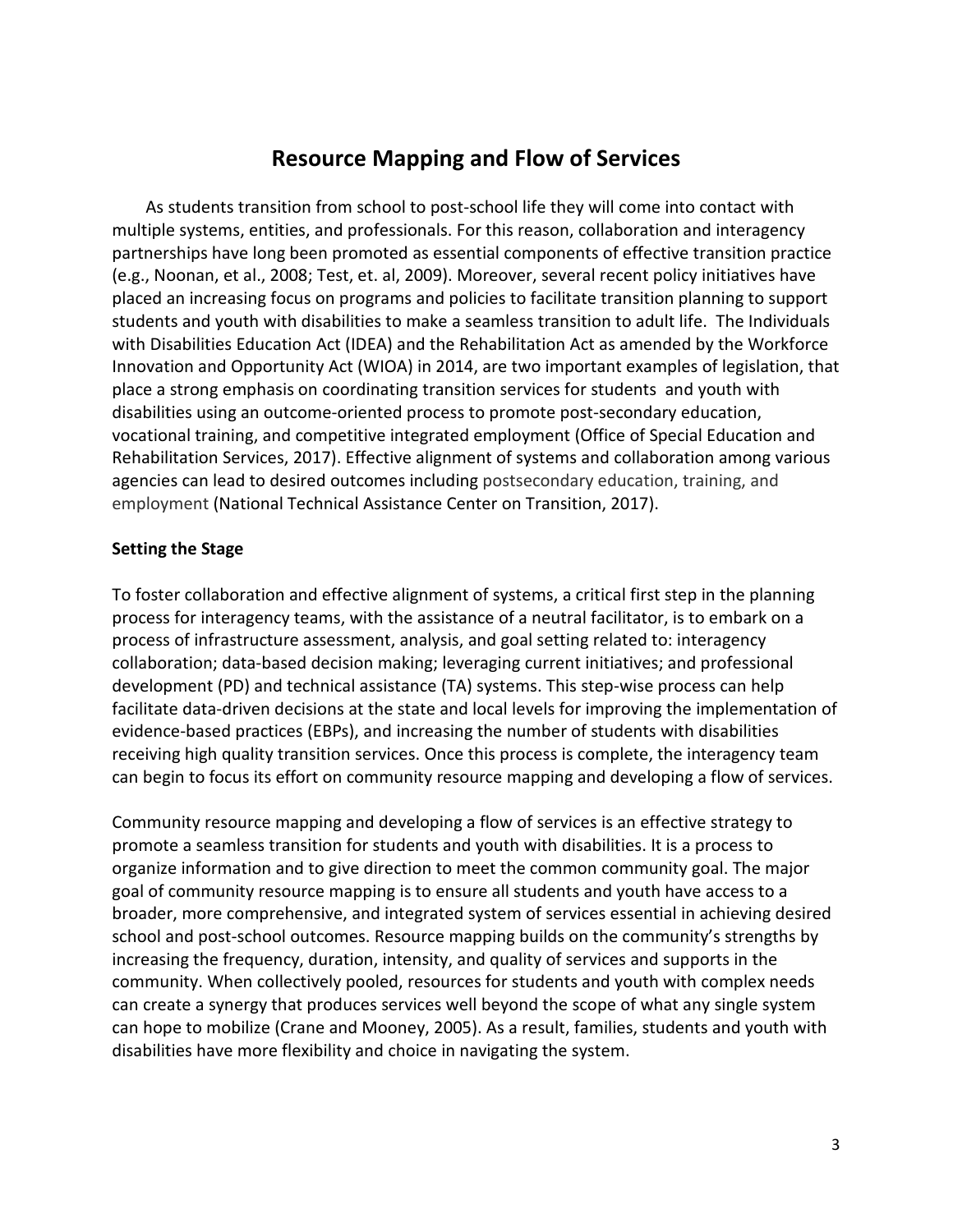# Resource Mapping and Flow of Services

As students transition from school to post-school life they will come into contact with multiple systems, entities, and professionals. For this reason, collaboration and interagency partnerships have long been promoted as essential components of effective transition practice (e.g., Noonan, et al., 2008; Test, et. al, 2009). Moreover, several recent policy initiatives have placed an increasing focus on programs and policies to facilitate transition planning to support students and youth with disabilities to make a seamless transition to adult life. The Individuals with Disabilities Education Act (IDEA) and the Rehabilitation Act as amended by the Workforce Innovation and Opportunity Act (WIOA) in 2014, are two important examples of legislation, that place a strong emphasis on coordinating transition services for students and youth with disabilities using an outcome-oriented process to promote post-secondary education, vocational training, and competitive integrated employment (Office of Special Education and Rehabilitation Services, 2017). Effective alignment of systems and collaboration among various agencies can lead to desired outcomes including postsecondary education, training, and employment (National Technical Assistance Center on Transition, 2017).

**Setting the Stage**

To foster collaboration and effective alignment of systems, a critical first step in the planning process for interagency teams, with the assistance of a neutral facilitator, is to embark on a process of infrastructure assessment, analysis, and goal setting related to: interagency collaboration; data-based decision making; leveraging current initiatives; and professional development (PD) and technical assistance (TA) systems. This step-wise process can help facilitate data-driven decisions at the state and local levels for improving the implementation of evidence-based practices (EBPs), and increasing the number of students with disabilities receiving high quality transition services. Once this process is complete, the interagency team can begin to focus its effort on community resource mapping and developing a flow of services.

Community resource mapping and developing a flow of services is an effective strategy to promote a seamless transition for students and youth with disabilities. It is a process to organize information and to give direction to meet the common community goal. The major goal of community resource mapping is to ensure all students and youth have access to a broader, more comprehensive, and integrated system of services essential in achieving desired school and post-school outcomes. Resource mapping builds on the community's strengths by increasing the frequency, duration, intensity, and quality of services and supports in the community. When collectively pooled, resources for students and youth with complex needs can create a synergy that produces services well beyond the scope of what any single system can hope to mobilize (Crane and Mooney, 2005). As a result, families, students and youth with disabilities have more flexibility and choice in navigating the system.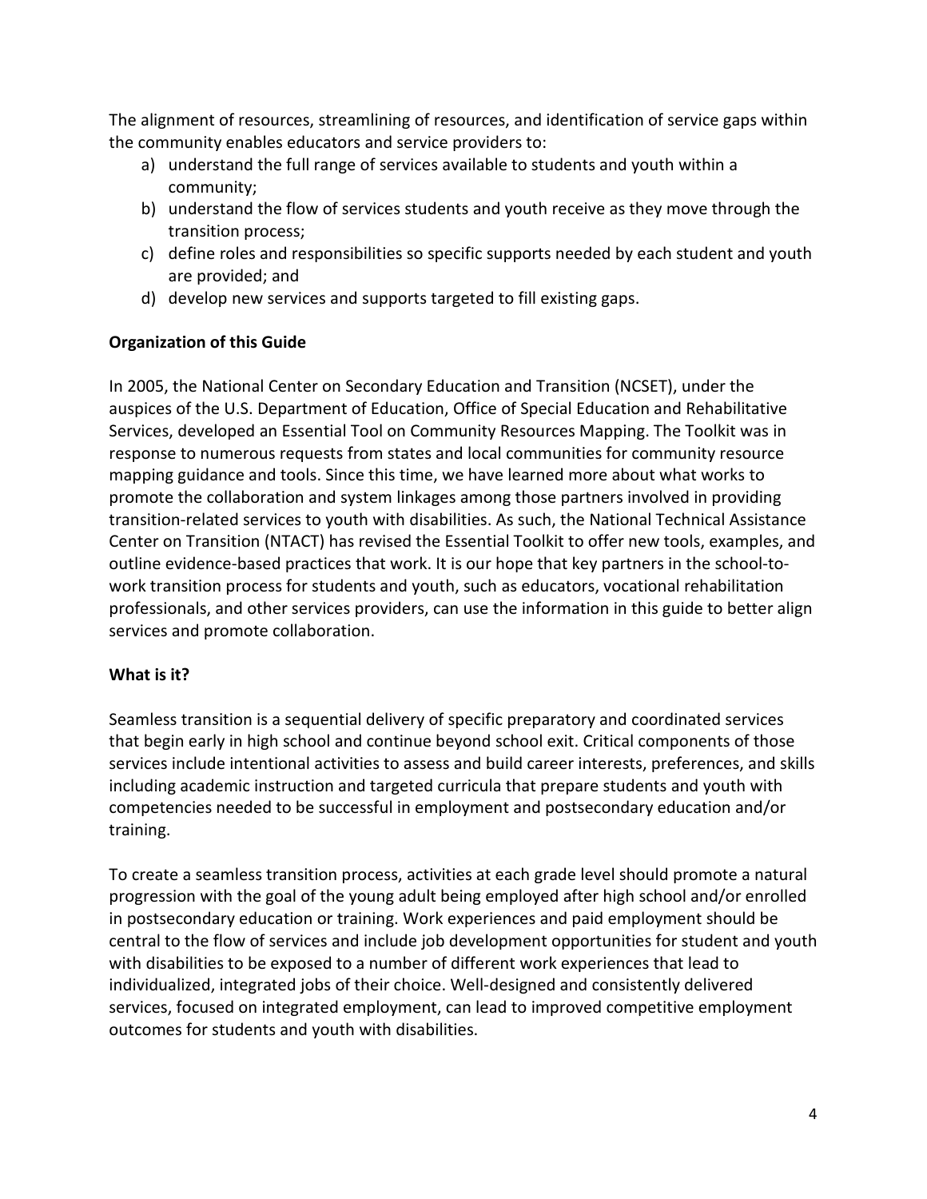The alignment of resources, streamlining of resources, and identification of service gaps within the community enables educators and service providers to:

a) understand the full range of services available to students and youth within a community;
b) understand the flow of services students and youth receive as they move through the transition process;
c) define roles and responsibilities so specific supports needed by each student and youth are provided; and
d) develop new services and supports targeted to fill existing gaps.

**Organization of this Guide**

In 2005, the National Center on Secondary Education and Transition (NCSET), under the auspices of the U.S. Department of Education, Office of Special Education and Rehabilitative Services, developed an Essential Tool on Community Resources Mapping. The Toolkit was in response to numerous requests from states and local communities for community resource mapping guidance and tools. Since this time, we have learned more about what works to promote the collaboration and system linkages among those partners involved in providing transition-related services to youth with disabilities. As such, the National Technical Assistance Center on Transition (NTACT) has revised the Essential Toolkit to offer new tools, examples, and outline evidence-based practices that work. It is our hope that key partners in the school-to-work transition process for students and youth, such as educators, vocational rehabilitation professionals, and other services providers, can use the information in this guide to better align services and promote collaboration.

**What is it?**

Seamless transition is a sequential delivery of specific preparatory and coordinated services that begin early in high school and continue beyond school exit. Critical components of those services include intentional activities to assess and build career interests, preferences, and skills including academic instruction and targeted curricula that prepare students and youth with competencies needed to be successful in employment and postsecondary education and/or training.

To create a seamless transition process, activities at each grade level should promote a natural progression with the goal of the young adult being employed after high school and/or enrolled in postsecondary education or training. Work experiences and paid employment should be central to the flow of services and include job development opportunities for student and youth with disabilities to be exposed to a number of different work experiences that lead to individualized, integrated jobs of their choice. Well-designed and consistently delivered services, focused on integrated employment, can lead to improved competitive employment outcomes for students and youth with disabilities.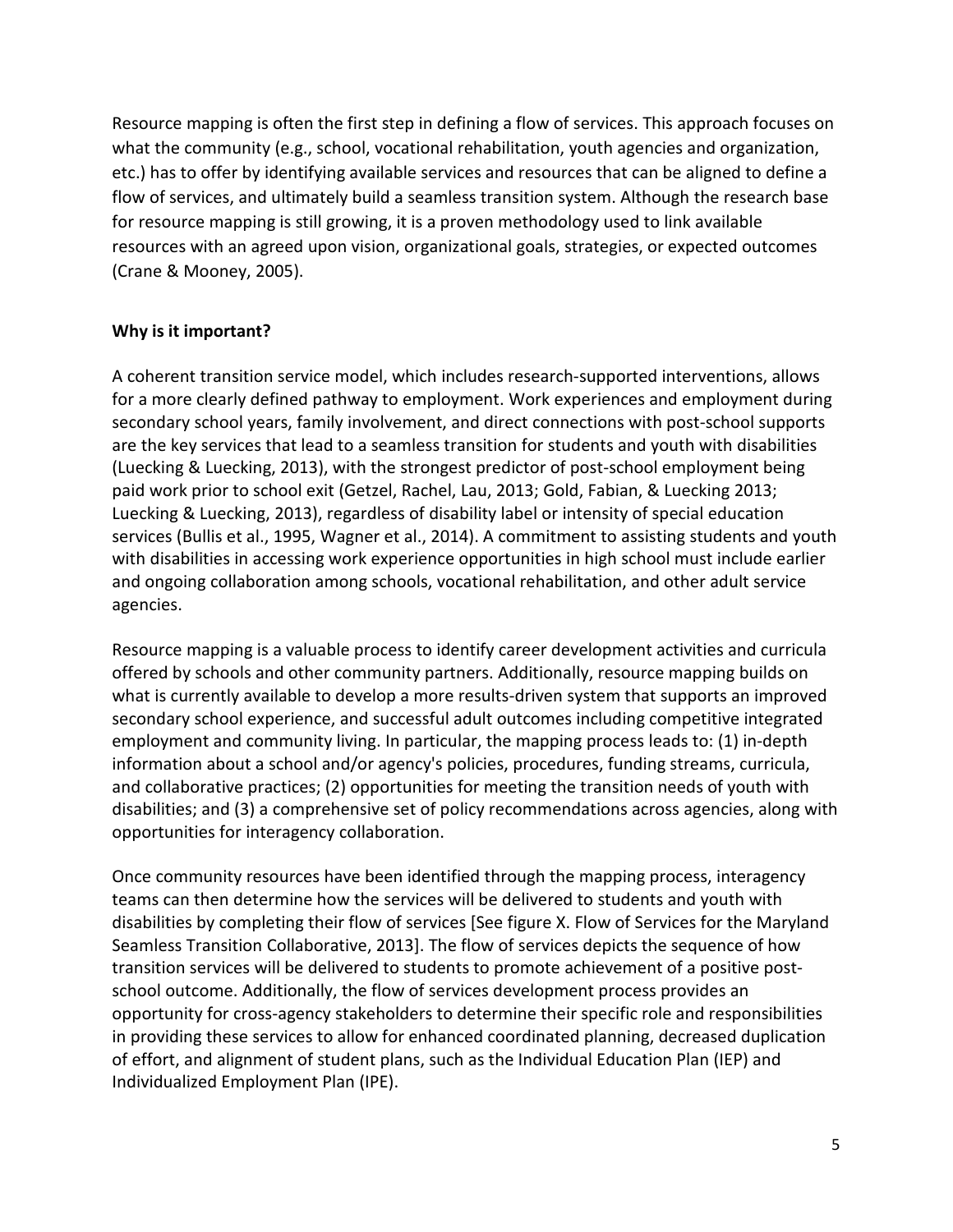Resource mapping is often the first step in defining a flow of services. This approach focuses on what the community (e.g., school, vocational rehabilitation, youth agencies and organization, etc.) has to offer by identifying available services and resources that can be aligned to define a flow of services, and ultimately build a seamless transition system. Although the research base for resource mapping is still growing, it is a proven methodology used to link available resources with an agreed upon vision, organizational goals, strategies, or expected outcomes (Crane & Mooney, 2005).

**Why is it important?**

A coherent transition service model, which includes research-supported interventions, allows for a more clearly defined pathway to employment. Work experiences and employment during secondary school years, family involvement, and direct connections with post-school supports are the key services that lead to a seamless transition for students and youth with disabilities (Luecking & Luecking, 2013), with the strongest predictor of post-school employment being paid work prior to school exit (Getzel, Rachel, Lau, 2013; Gold, Fabian, & Luecking 2013; Luecking & Luecking, 2013), regardless of disability label or intensity of special education services (Bullis et al., 1995, Wagner et al., 2014). A commitment to assisting students and youth with disabilities in accessing work experience opportunities in high school must include earlier and ongoing collaboration among schools, vocational rehabilitation, and other adult service agencies.

Resource mapping is a valuable process to identify career development activities and curricula offered by schools and other community partners. Additionally, resource mapping builds on what is currently available to develop a more results-driven system that supports an improved secondary school experience, and successful adult outcomes including competitive integrated employment and community living. In particular, the mapping process leads to: (1) in-depth information about a school and/or agency's policies, procedures, funding streams, curricula, and collaborative practices; (2) opportunities for meeting the transition needs of youth with disabilities; and (3) a comprehensive set of policy recommendations across agencies, along with opportunities for interagency collaboration.

Once community resources have been identified through the mapping process, interagency teams can then determine how the services will be delivered to students and youth with disabilities by completing their flow of services [See figure X. Flow of Services for the Maryland Seamless Transition Collaborative, 2013]. The flow of services depicts the sequence of how transition services will be delivered to students to promote achievement of a positive post-school outcome. Additionally, the flow of services development process provides an opportunity for cross-agency stakeholders to determine their specific role and responsibilities in providing these services to allow for enhanced coordinated planning, decreased duplication of effort, and alignment of student plans, such as the Individual Education Plan (IEP) and Individualized Employment Plan (IPE).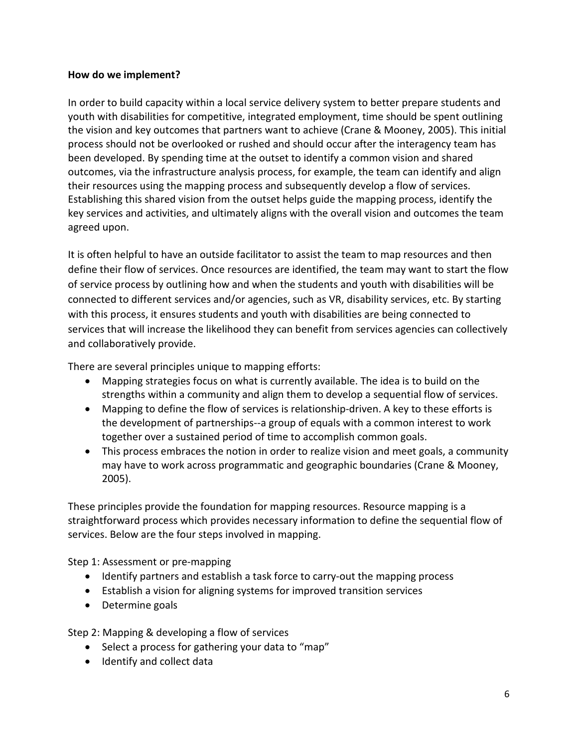**How do we implement?**

In order to build capacity within a local service delivery system to better prepare students and youth with disabilities for competitive, integrated employment, time should be spent outlining the vision and key outcomes that partners want to achieve (Crane & Mooney, 2005). This initial process should not be overlooked or rushed and should occur after the interagency team has been developed. By spending time at the outset to identify a common vision and shared outcomes, via the infrastructure analysis process, for example, the team can identify and align their resources using the mapping process and subsequently develop a flow of services. Establishing this shared vision from the outset helps guide the mapping process, identify the key services and activities, and ultimately aligns with the overall vision and outcomes the team agreed upon.

It is often helpful to have an outside facilitator to assist the team to map resources and then define their flow of services. Once resources are identified, the team may want to start the flow of service process by outlining how and when the students and youth with disabilities will be connected to different services and/or agencies, such as VR, disability services, etc. By starting with this process, it ensures students and youth with disabilities are being connected to services that will increase the likelihood they can benefit from services agencies can collectively and collaboratively provide.

There are several principles unique to mapping efforts:

- Mapping strategies focus on what is currently available. The idea is to build on the strengths within a community and align them to develop a sequential flow of services.
- Mapping to define the flow of services is relationship-driven. A key to these efforts is the development of partnerships--a group of equals with a common interest to work together over a sustained period of time to accomplish common goals.
- This process embraces the notion in order to realize vision and meet goals, a community may have to work across programmatic and geographic boundaries (Crane & Mooney, 2005).

These principles provide the foundation for mapping resources. Resource mapping is a straightforward process which provides necessary information to define the sequential flow of services. Below are the four steps involved in mapping.

Step 1: Assessment or pre-mapping

- Identify partners and establish a task force to carry-out the mapping process
- Establish a vision for aligning systems for improved transition services
- Determine goals

Step 2: Mapping & developing a flow of services

- Select a process for gathering your data to "map"
- Identify and collect data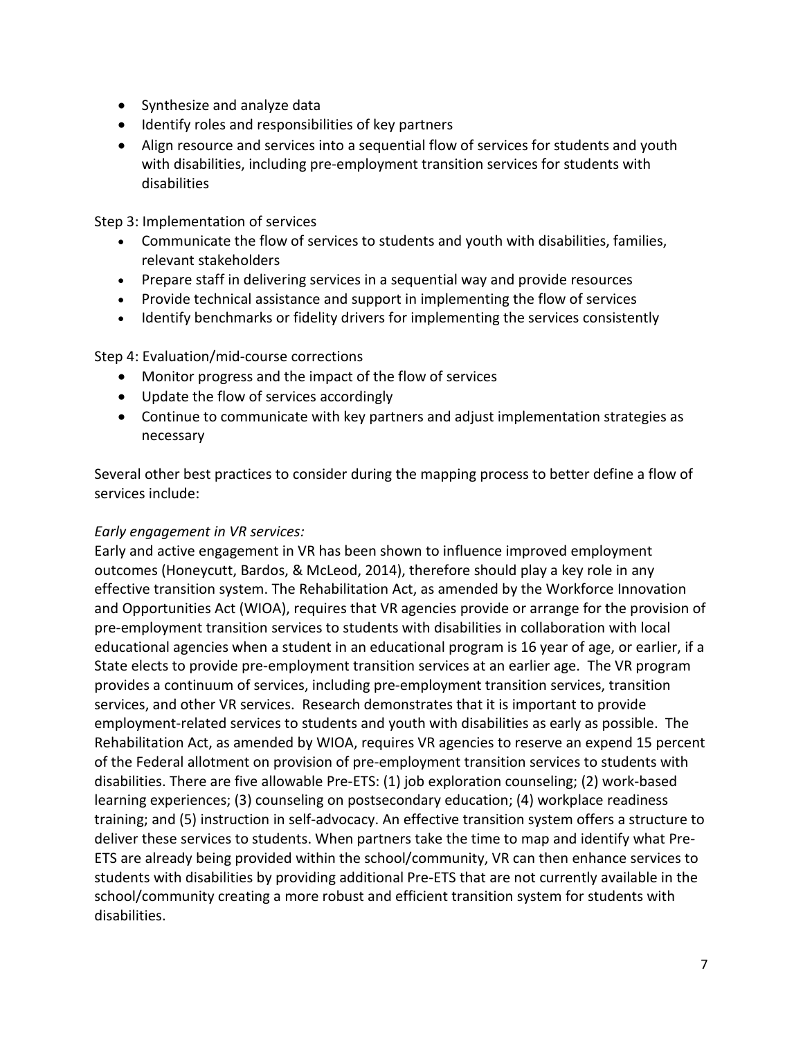- Synthesize and analyze data
- Identify roles and responsibilities of key partners
- Align resource and services into a sequential flow of services for students and youth with disabilities, including pre-employment transition services for students with disabilities

Step 3: Implementation of services

- Communicate the flow of services to students and youth with disabilities, families, relevant stakeholders
- Prepare staff in delivering services in a sequential way and provide resources
- Provide technical assistance and support in implementing the flow of services
- Identify benchmarks or fidelity drivers for implementing the services consistently

Step 4: Evaluation/mid-course corrections

- Monitor progress and the impact of the flow of services
- Update the flow of services accordingly
- Continue to communicate with key partners and adjust implementation strategies as necessary

Several other best practices to consider during the mapping process to better define a flow of services include:

*Early engagement in VR services:*

Early and active engagement in VR has been shown to influence improved employment outcomes (Honeycutt, Bardos, & McLeod, 2014), therefore should play a key role in any effective transition system. The Rehabilitation Act, as amended by the Workforce Innovation and Opportunities Act (WIOA), requires that VR agencies provide or arrange for the provision of pre-employment transition services to students with disabilities in collaboration with local educational agencies when a student in an educational program is 16 year of age, or earlier, if a State elects to provide pre-employment transition services at an earlier age. The VR program provides a continuum of services, including pre-employment transition services, transition services, and other VR services. Research demonstrates that it is important to provide employment-related services to students and youth with disabilities as early as possible. The Rehabilitation Act, as amended by WIOA, requires VR agencies to reserve an expend 15 percent of the Federal allotment on provision of pre-employment transition services to students with disabilities. There are five allowable Pre-ETS: (1) job exploration counseling; (2) work-based learning experiences; (3) counseling on postsecondary education; (4) workplace readiness training; and (5) instruction in self-advocacy. An effective transition system offers a structure to deliver these services to students. When partners take the time to map and identify what Pre-ETS are already being provided within the school/community, VR can then enhance services to students with disabilities by providing additional Pre-ETS that are not currently available in the school/community creating a more robust and efficient transition system for students with disabilities.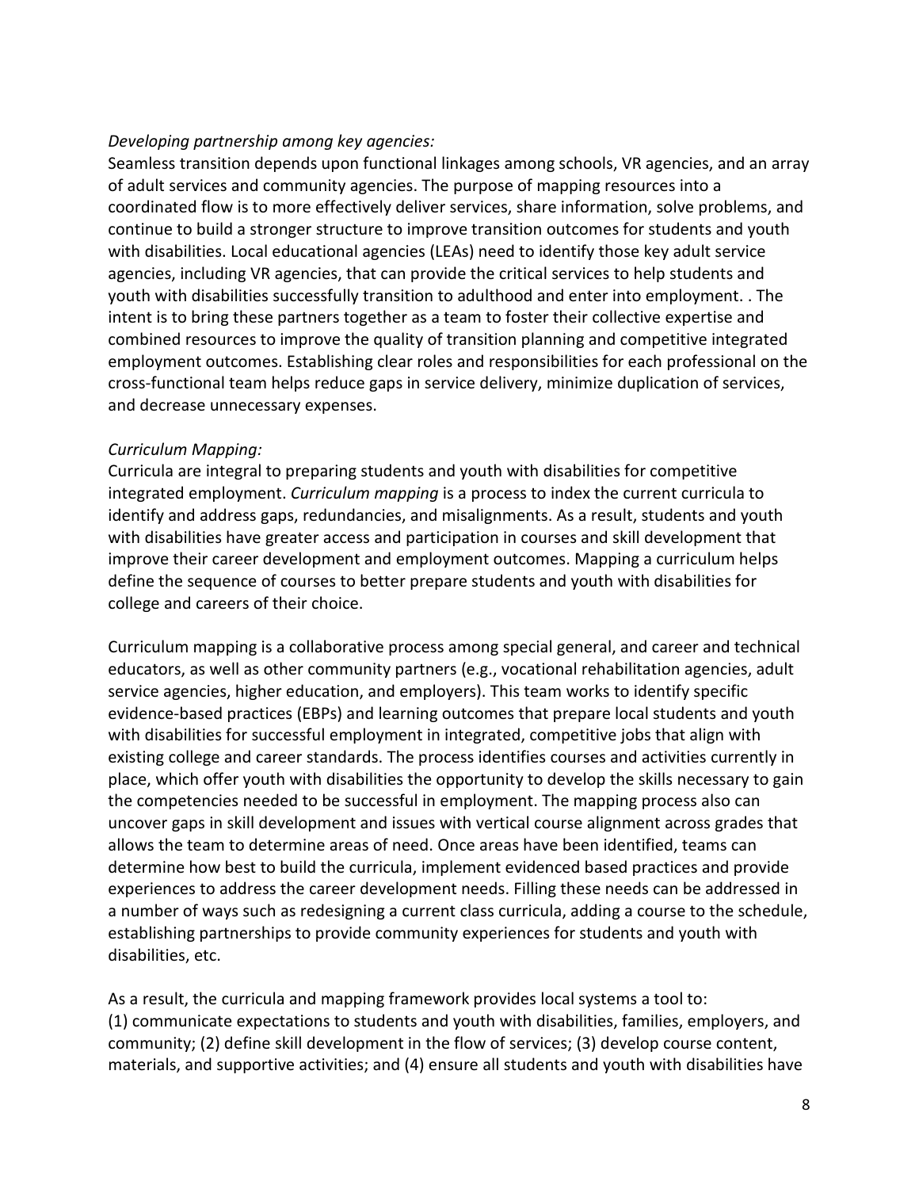*Developing partnership among key agencies:*

Seamless transition depends upon functional linkages among schools, VR agencies, and an array of adult services and community agencies. The purpose of mapping resources into a coordinated flow is to more effectively deliver services, share information, solve problems, and continue to build a stronger structure to improve transition outcomes for students and youth with disabilities. Local educational agencies (LEAs) need to identify those key adult service agencies, including VR agencies, that can provide the critical services to help students and youth with disabilities successfully transition to adulthood and enter into employment. . The intent is to bring these partners together as a team to foster their collective expertise and combined resources to improve the quality of transition planning and competitive integrated employment outcomes. Establishing clear roles and responsibilities for each professional on the cross-functional team helps reduce gaps in service delivery, minimize duplication of services, and decrease unnecessary expenses.

*Curriculum Mapping:*

Curricula are integral to preparing students and youth with disabilities for competitive integrated employment. *Curriculum mapping* is a process to index the current curricula to identify and address gaps, redundancies, and misalignments. As a result, students and youth with disabilities have greater access and participation in courses and skill development that improve their career development and employment outcomes. Mapping a curriculum helps define the sequence of courses to better prepare students and youth with disabilities for college and careers of their choice.

Curriculum mapping is a collaborative process among special general, and career and technical educators, as well as other community partners (e.g., vocational rehabilitation agencies, adult service agencies, higher education, and employers). This team works to identify specific evidence-based practices (EBPs) and learning outcomes that prepare local students and youth with disabilities for successful employment in integrated, competitive jobs that align with existing college and career standards. The process identifies courses and activities currently in place, which offer youth with disabilities the opportunity to develop the skills necessary to gain the competencies needed to be successful in employment. The mapping process also can uncover gaps in skill development and issues with vertical course alignment across grades that allows the team to determine areas of need. Once areas have been identified, teams can determine how best to build the curricula, implement evidenced based practices and provide experiences to address the career development needs. Filling these needs can be addressed in a number of ways such as redesigning a current class curricula, adding a course to the schedule, establishing partnerships to provide community experiences for students and youth with disabilities, etc.

As a result, the curricula and mapping framework provides local systems a tool to: (1) communicate expectations to students and youth with disabilities, families, employers, and community; (2) define skill development in the flow of services; (3) develop course content, materials, and supportive activities; and (4) ensure all students and youth with disabilities have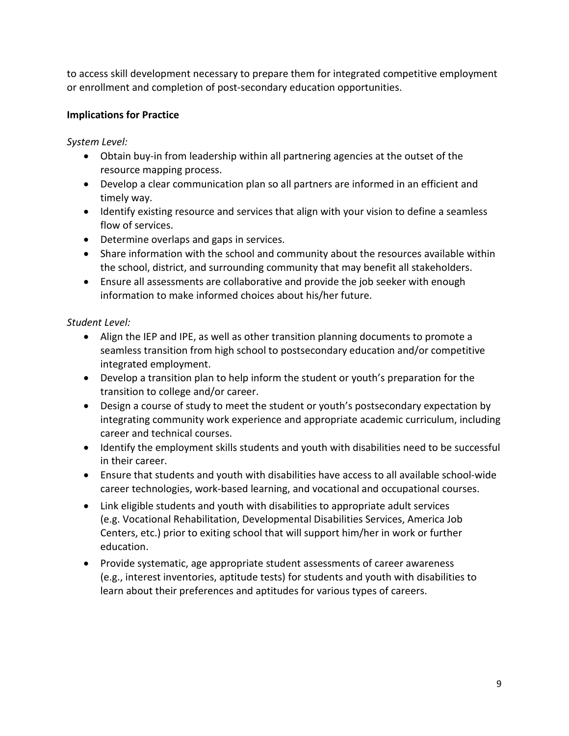to access skill development necessary to prepare them for integrated competitive employment or enrollment and completion of post-secondary education opportunities.

**Implications for Practice**

*System Level:*

- Obtain buy-in from leadership within all partnering agencies at the outset of the resource mapping process.
- Develop a clear communication plan so all partners are informed in an efficient and timely way.
- Identify existing resource and services that align with your vision to define a seamless flow of services.
- Determine overlaps and gaps in services.
- Share information with the school and community about the resources available within the school, district, and surrounding community that may benefit all stakeholders.
- Ensure all assessments are collaborative and provide the job seeker with enough information to make informed choices about his/her future.

*Student Level:*

- Align the IEP and IPE, as well as other transition planning documents to promote a seamless transition from high school to postsecondary education and/or competitive integrated employment.
- Develop a transition plan to help inform the student or youth's preparation for the transition to college and/or career.
- Design a course of study to meet the student or youth's postsecondary expectation by integrating community work experience and appropriate academic curriculum, including career and technical courses.
- Identify the employment skills students and youth with disabilities need to be successful in their career.
- Ensure that students and youth with disabilities have access to all available school-wide career technologies, work-based learning, and vocational and occupational courses.
- Link eligible students and youth with disabilities to appropriate adult services (e.g. Vocational Rehabilitation, Developmental Disabilities Services, America Job Centers, etc.) prior to exiting school that will support him/her in work or further education.
- Provide systematic, age appropriate student assessments of career awareness (e.g., interest inventories, aptitude tests) for students and youth with disabilities to learn about their preferences and aptitudes for various types of careers.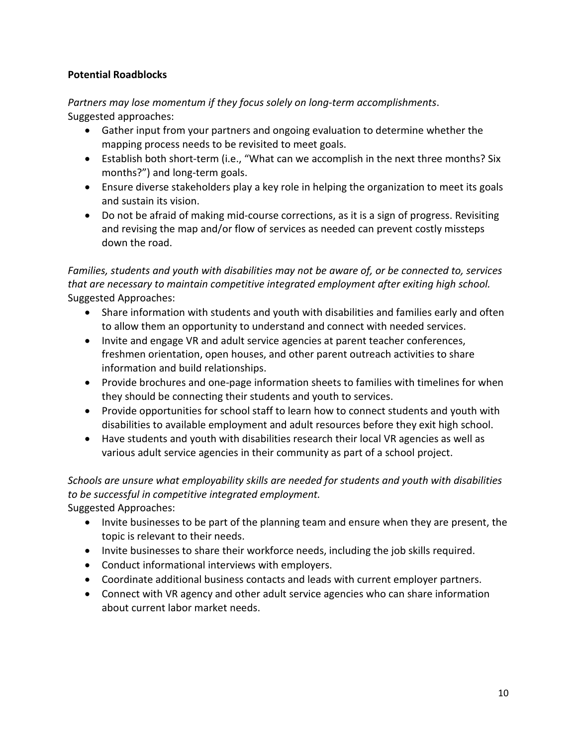**Potential Roadblocks**

*Partners may lose momentum if they focus solely on long-term accomplishments*.
Suggested approaches:

- Gather input from your partners and ongoing evaluation to determine whether the mapping process needs to be revisited to meet goals.
- Establish both short-term (i.e., "What can we accomplish in the next three months? Six months?") and long-term goals.
- Ensure diverse stakeholders play a key role in helping the organization to meet its goals and sustain its vision.
- Do not be afraid of making mid-course corrections, as it is a sign of progress. Revisiting and revising the map and/or flow of services as needed can prevent costly missteps down the road.

*Families, students and youth with disabilities may not be aware of, or be connected to, services that are necessary to maintain competitive integrated employment after exiting high school.*
Suggested Approaches:

- Share information with students and youth with disabilities and families early and often to allow them an opportunity to understand and connect with needed services.
- Invite and engage VR and adult service agencies at parent teacher conferences, freshmen orientation, open houses, and other parent outreach activities to share information and build relationships.
- Provide brochures and one-page information sheets to families with timelines for when they should be connecting their students and youth to services.
- Provide opportunities for school staff to learn how to connect students and youth with disabilities to available employment and adult resources before they exit high school.
- Have students and youth with disabilities research their local VR agencies as well as various adult service agencies in their community as part of a school project.

*Schools are unsure what employability skills are needed for students and youth with disabilities to be successful in competitive integrated employment.*
Suggested Approaches:

- Invite businesses to be part of the planning team and ensure when they are present, the topic is relevant to their needs.
- Invite businesses to share their workforce needs, including the job skills required.
- Conduct informational interviews with employers.
- Coordinate additional business contacts and leads with current employer partners.
- Connect with VR agency and other adult service agencies who can share information about current labor market needs.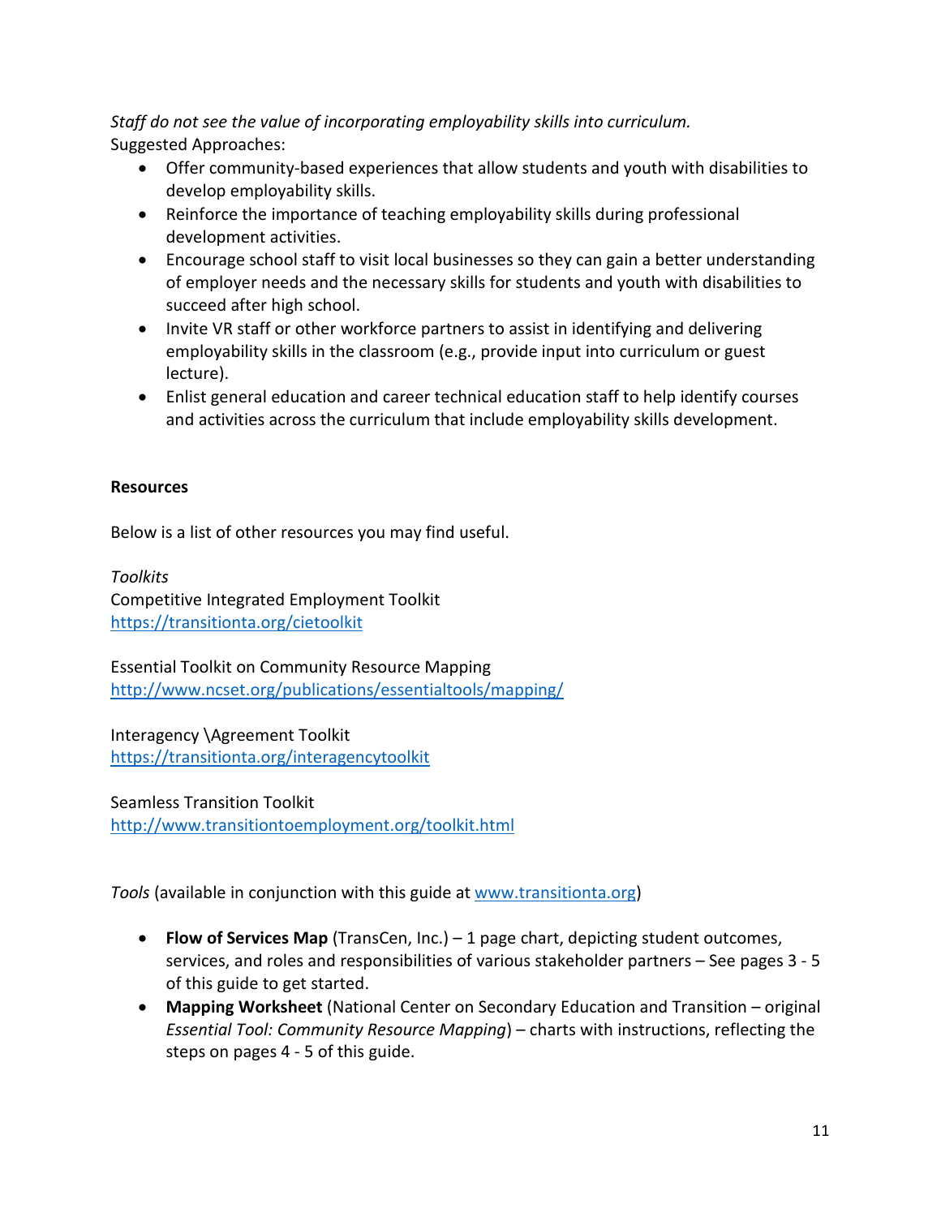*Staff do not see the value of incorporating employability skills into curriculum.*
Suggested Approaches:

- Offer community-based experiences that allow students and youth with disabilities to develop employability skills.
- Reinforce the importance of teaching employability skills during professional development activities.
- Encourage school staff to visit local businesses so they can gain a better understanding of employer needs and the necessary skills for students and youth with disabilities to succeed after high school.
- Invite VR staff or other workforce partners to assist in identifying and delivering employability skills in the classroom (e.g., provide input into curriculum or guest lecture).
- Enlist general education and career technical education staff to help identify courses and activities across the curriculum that include employability skills development.

**Resources**

Below is a list of other resources you may find useful.

*Toolkits*
Competitive Integrated Employment Toolkit
https://transitionta.org/cietoolkit

Essential Toolkit on Community Resource Mapping
http://www.ncset.org/publications/essentialtools/mapping/

Interagency \Agreement Toolkit
https://transitionta.org/interagencytoolkit

Seamless Transition Toolkit
http://www.transitiontoemployment.org/toolkit.html

*Tools* (available in conjunction with this guide at www.transitionta.org)

- **Flow of Services Map** (TransCen, Inc.) – 1 page chart, depicting student outcomes, services, and roles and responsibilities of various stakeholder partners – See pages 3 - 5 of this guide to get started.
- **Mapping Worksheet** (National Center on Secondary Education and Transition – original *Essential Tool: Community Resource Mapping*) – charts with instructions, reflecting the steps on pages 4 - 5 of this guide.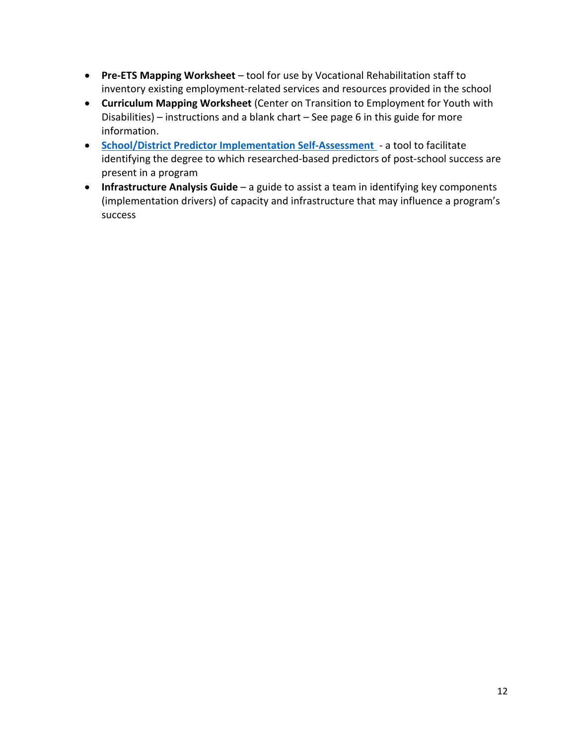- **Pre-ETS Mapping Worksheet** – tool for use by Vocational Rehabilitation staff to inventory existing employment-related services and resources provided in the school
- **Curriculum Mapping Worksheet** (Center on Transition to Employment for Youth with Disabilities) – instructions and a blank chart – See page 6 in this guide for more information.
- **School/District Predictor Implementation Self-Assessment** - a tool to facilitate identifying the degree to which researched-based predictors of post-school success are present in a program
- **Infrastructure Analysis Guide** – a guide to assist a team in identifying key components (implementation drivers) of capacity and infrastructure that may influence a program's success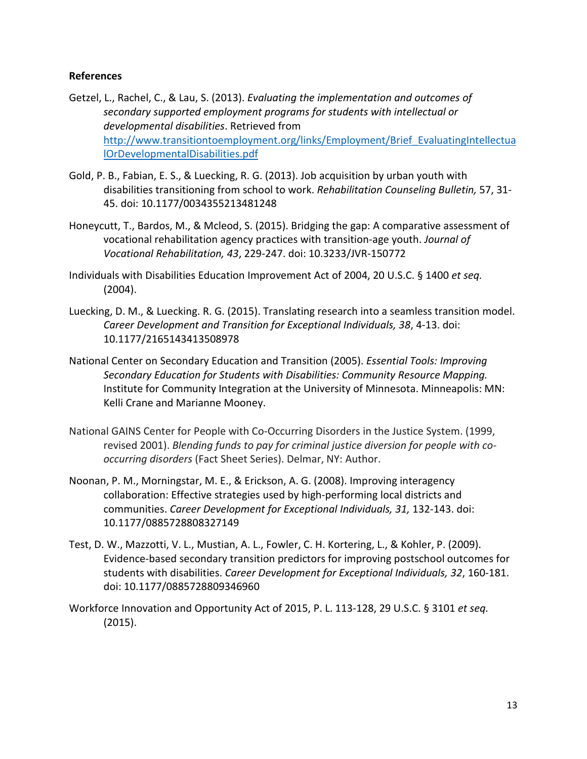**References**

Getzel, L., Rachel, C., & Lau, S. (2013). *Evaluating the implementation and outcomes of secondary supported employment programs for students with intellectual or developmental disabilities*. Retrieved from http://www.transitiontoemployment.org/links/Employment/Brief_EvaluatingIntellectualOrDevelopmentalDisabilities.pdf

Gold, P. B., Fabian, E. S., & Luecking, R. G. (2013). Job acquisition by urban youth with disabilities transitioning from school to work. *Rehabilitation Counseling Bulletin,* 57, 31-45. doi: 10.1177/0034355213481248

Honeycutt, T., Bardos, M., & Mcleod, S. (2015). Bridging the gap: A comparative assessment of vocational rehabilitation agency practices with transition-age youth. *Journal of Vocational Rehabilitation, 43*, 229-247. doi: 10.3233/JVR-150772

Individuals with Disabilities Education Improvement Act of 2004, 20 U.S.C. § 1400 *et seq.* (2004).

Luecking, D. M., & Luecking. R. G. (2015). Translating research into a seamless transition model. *Career Development and Transition for Exceptional Individuals, 38*, 4-13. doi: 10.1177/2165143413508978

National Center on Secondary Education and Transition (2005). *Essential Tools: Improving Secondary Education for Students with Disabilities: Community Resource Mapping.* Institute for Community Integration at the University of Minnesota. Minneapolis: MN: Kelli Crane and Marianne Mooney.

National GAINS Center for People with Co-Occurring Disorders in the Justice System. (1999, revised 2001). *Blending funds to pay for criminal justice diversion for people with co-occurring disorders* (Fact Sheet Series). Delmar, NY: Author.

Noonan, P. M., Morningstar, M. E., & Erickson, A. G. (2008). Improving interagency collaboration: Effective strategies used by high-performing local districts and communities. *Career Development for Exceptional Individuals, 31,* 132-143. doi: 10.1177/0885728808327149

Test, D. W., Mazzotti, V. L., Mustian, A. L., Fowler, C. H. Kortering, L., & Kohler, P. (2009). Evidence-based secondary transition predictors for improving postschool outcomes for students with disabilities. *Career Development for Exceptional Individuals, 32*, 160-181. doi: 10.1177/0885728809346960

Workforce Innovation and Opportunity Act of 2015, P. L. 113-128, 29 U.S.C. § 3101 *et seq.* (2015).